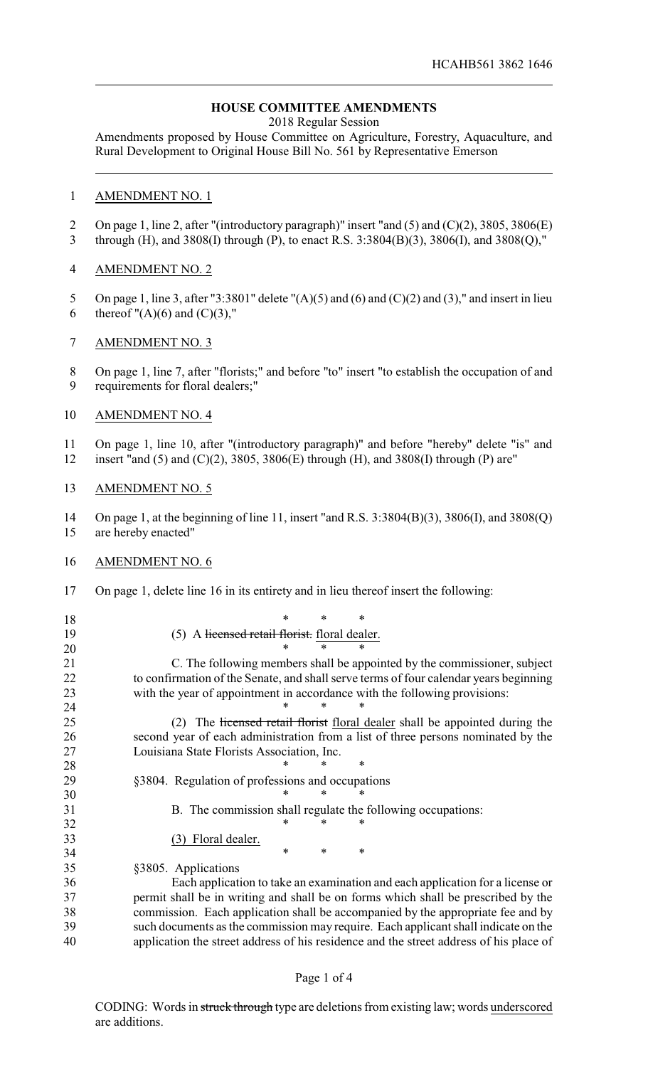HCAHB561 3862 1646

## HOUSE COMMITTEE AMENDMENTS

2018 Regular Session

Amendments proposed by House Committee on Agriculture, Forestry, Aquaculture, and Rural Development to Original House Bill No. 561 by Representative Emerson

AMENDMENT NO. 1

On page 1, line 2, after "(introductory paragraph)" insert "and (5) and (C)(2), 3805, 3806(E) through (H), and 3808(I) through (P), to enact R.S. 3:3804(B)(3), 3806(I), and 3808(Q),"

AMENDMENT NO. 2

On page 1, line 3, after "3:3801" delete "(A)(5) and (6) and (C)(2) and (3)," and insert in lieu thereof "(A)(6) and (C)(3),"

AMENDMENT NO. 3

On page 1, line 7, after "florists;" and before "to" insert "to establish the occupation of and requirements for floral dealers;"

AMENDMENT NO. 4

On page 1, line 10, after "(introductory paragraph)" and before "hereby" delete "is" and insert "and (5) and (C)(2), 3805, 3806(E) through (H), and 3808(I) through (P) are"

AMENDMENT NO. 5

On page 1, at the beginning of line 11, insert "and R.S. 3:3804(B)(3), 3806(I), and 3808(Q) are hereby enacted"

AMENDMENT NO. 6

On page 1, delete line 16 in its entirety and in lieu thereof insert the following:

\* \* \*

(5) A ~~licensed retail florist.~~ <u>floral dealer.</u>

\* \* \*

C. The following members shall be appointed by the commissioner, subject to confirmation of the Senate, and shall serve terms of four calendar years beginning with the year of appointment in accordance with the following provisions:

\* \* \*

(2) The ~~licensed retail florist~~ <u>floral dealer</u> shall be appointed during the second year of each administration from a list of three persons nominated by the Louisiana State Florists Association, Inc.

\* \* \*

§3804. Regulation of professions and occupations

\* \* \*

B. The commission shall regulate the following occupations:

\* \* \*

<u>(3) Floral dealer.</u>

\* \* \*

§3805. Applications

Each application to take an examination and each application for a license or permit shall be in writing and shall be on forms which shall be prescribed by the commission. Each application shall be accompanied by the appropriate fee and by such documents as the commission may require. Each applicant shall indicate on the application the street address of his residence and the street address of his place of

CODING: Words in ~~struck through~~ type are deletions from existing law; words <u>underscored</u> are additions.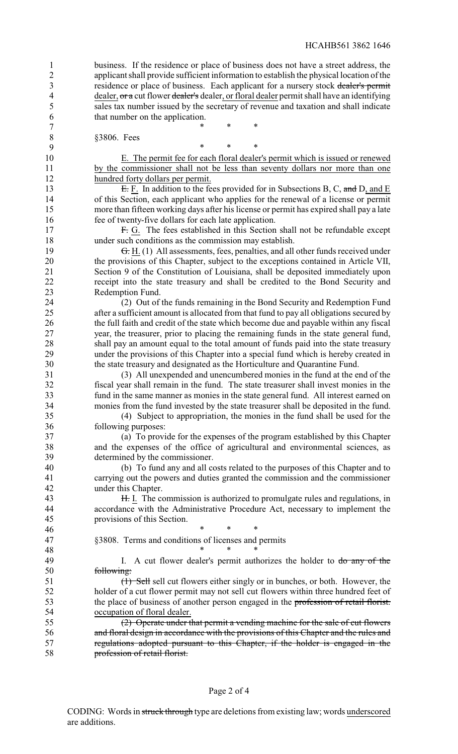business. If the residence or place of business does not have a street address, the applicant shall provide sufficient information to establish the physical location of the residence or place of business. Each applicant for a nursery stock ~~dealer's permit~~ <u>dealer</u>, ~~or a~~ cut flower ~~dealer's~~ <u>dealer, or floral dealer</u> permit shall have an identifying sales tax number issued by the secretary of revenue and taxation and shall indicate that number on the application.

\* \* \*

§3806. Fees

\* \* \*

<u>E. The permit fee for each floral dealer's permit which is issued or renewed by the commissioner shall not be less than seventy dollars nor more than one hundred forty dollars per permit.</u>

~~E.~~ <u>F.</u> In addition to the fees provided for in Subsections B, C, ~~and~~ D<u>, and E</u> of this Section, each applicant who applies for the renewal of a license or permit more than fifteen working days after his license or permit has expired shall pay a late fee of twenty-five dollars for each late application.

~~F.~~ <u>G.</u> The fees established in this Section shall not be refundable except under such conditions as the commission may establish.

~~G.~~ <u>H.</u> (1) All assessments, fees, penalties, and all other funds received under the provisions of this Chapter, subject to the exceptions contained in Article VII, Section 9 of the Constitution of Louisiana, shall be deposited immediately upon receipt into the state treasury and shall be credited to the Bond Security and Redemption Fund.

(2) Out of the funds remaining in the Bond Security and Redemption Fund after a sufficient amount is allocated from that fund to pay all obligations secured by the full faith and credit of the state which become due and payable within any fiscal year, the treasurer, prior to placing the remaining funds in the state general fund, shall pay an amount equal to the total amount of funds paid into the state treasury under the provisions of this Chapter into a special fund which is hereby created in the state treasury and designated as the Horticulture and Quarantine Fund.

(3) All unexpended and unencumbered monies in the fund at the end of the fiscal year shall remain in the fund. The state treasurer shall invest monies in the fund in the same manner as monies in the state general fund. All interest earned on monies from the fund invested by the state treasurer shall be deposited in the fund.

(4) Subject to appropriation, the monies in the fund shall be used for the following purposes:

(a) To provide for the expenses of the program established by this Chapter and the expenses of the office of agricultural and environmental sciences, as determined by the commissioner.

(b) To fund any and all costs related to the purposes of this Chapter and to carrying out the powers and duties granted the commission and the commissioner under this Chapter.

~~H.~~ <u>I.</u> The commission is authorized to promulgate rules and regulations, in accordance with the Administrative Procedure Act, necessary to implement the provisions of this Section.

\* \* \*

§3808. Terms and conditions of licenses and permits

\* \* \*

I. A cut flower dealer's permit authorizes the holder to ~~do any of the following:~~

~~(1) Sell~~ sell cut flowers either singly or in bunches, or both. However, the holder of a cut flower permit may not sell cut flowers within three hundred feet of the place of business of another person engaged in the ~~profession of retail florist.~~ <u>occupation of floral dealer.</u>

~~(2) Operate under that permit a vending machine for the sale of cut flowers and floral design in accordance with the provisions of this Chapter and the rules and regulations adopted pursuant to this Chapter, if the holder is engaged in the profession of retail florist.~~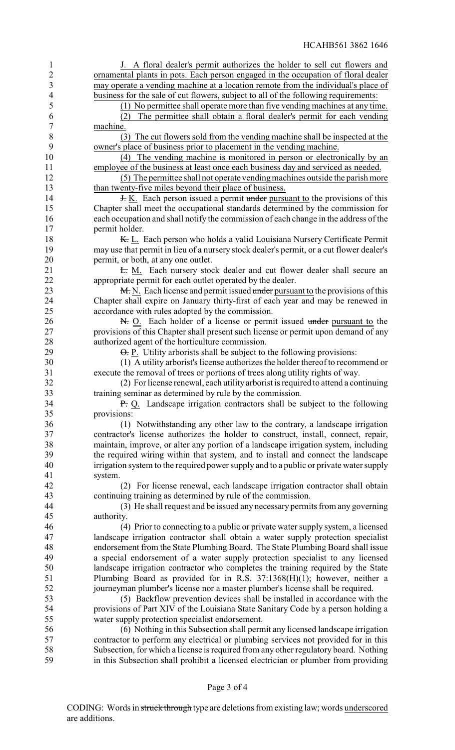J. A floral dealer's permit authorizes the holder to sell cut flowers and ornamental plants in pots. Each person engaged in the occupation of floral dealer may operate a vending machine at a location remote from the individual's place of business for the sale of cut flowers, subject to all of the following requirements:

(1) No permittee shall operate more than five vending machines at any time.

(2) The permittee shall obtain a floral dealer's permit for each vending machine.

(3) The cut flowers sold from the vending machine shall be inspected at the owner's place of business prior to placement in the vending machine.

(4) The vending machine is monitored in person or electronically by an employee of the business at least once each business day and serviced as needed.

(5) The permittee shall not operate vending machines outside the parish more than twenty-five miles beyond their place of business.

~~J.~~ K. Each person issued a permit ~~under~~ pursuant to the provisions of this Chapter shall meet the occupational standards determined by the commission for each occupation and shall notify the commission of each change in the address of the permit holder.

~~K.~~ L. Each person who holds a valid Louisiana Nursery Certificate Permit may use that permit in lieu of a nursery stock dealer's permit, or a cut flower dealer's permit, or both, at any one outlet.

~~L.~~ M. Each nursery stock dealer and cut flower dealer shall secure an appropriate permit for each outlet operated by the dealer.

~~M.~~ N. Each license and permit issued ~~under~~ pursuant to the provisions of this Chapter shall expire on January thirty-first of each year and may be renewed in accordance with rules adopted by the commission.

~~N.~~ O. Each holder of a license or permit issued ~~under~~ pursuant to the provisions of this Chapter shall present such license or permit upon demand of any authorized agent of the horticulture commission.

~~O.~~ P. Utility arborists shall be subject to the following provisions:

(1) A utility arborist's license authorizes the holder thereof to recommend or execute the removal of trees or portions of trees along utility rights of way.

(2) For license renewal, each utility arborist is required to attend a continuing training seminar as determined by rule by the commission.

~~P.~~ Q. Landscape irrigation contractors shall be subject to the following provisions:

(1) Notwithstanding any other law to the contrary, a landscape irrigation contractor's license authorizes the holder to construct, install, connect, repair, maintain, improve, or alter any portion of a landscape irrigation system, including the required wiring within that system, and to install and connect the landscape irrigation system to the required power supply and to a public or private water supply system.

(2) For license renewal, each landscape irrigation contractor shall obtain continuing training as determined by rule of the commission.

(3) He shall request and be issued any necessary permits from any governing authority.

(4) Prior to connecting to a public or private water supply system, a licensed landscape irrigation contractor shall obtain a water supply protection specialist endorsement from the State Plumbing Board. The State Plumbing Board shall issue a special endorsement of a water supply protection specialist to any licensed landscape irrigation contractor who completes the training required by the State Plumbing Board as provided for in R.S. 37:1368(H)(1); however, neither a journeyman plumber's license nor a master plumber's license shall be required.

(5) Backflow prevention devices shall be installed in accordance with the provisions of Part XIV of the Louisiana State Sanitary Code by a person holding a water supply protection specialist endorsement.

(6) Nothing in this Subsection shall permit any licensed landscape irrigation contractor to perform any electrical or plumbing services not provided for in this Subsection, for which a license is required from any other regulatory board. Nothing in this Subsection shall prohibit a licensed electrician or plumber from providing

CODING: Words in ~~struck through~~ type are deletions from existing law; words underscored are additions.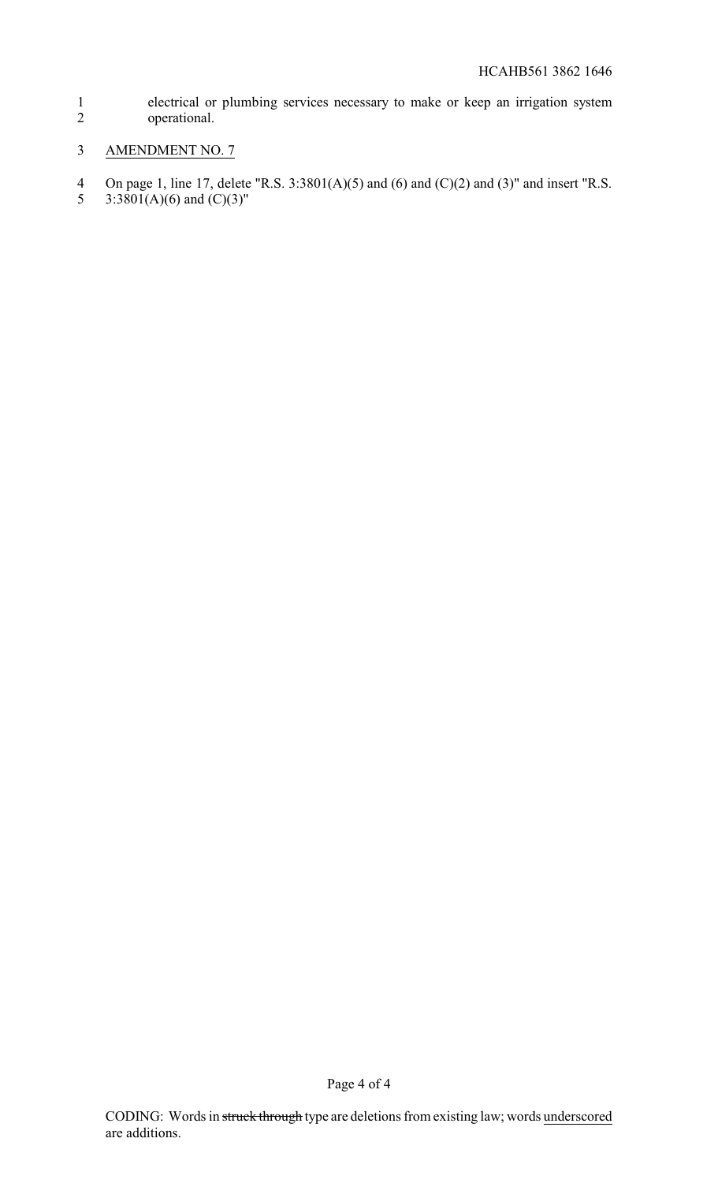electrical or plumbing services necessary to make or keep an irrigation system operational.

AMENDMENT NO. 7

On page 1, line 17, delete "R.S. 3:3801(A)(5) and (6) and (C)(2) and (3)" and insert "R.S. 3:3801(A)(6) and (C)(3)"

CODING: Words in ~~struck through~~ type are deletions from existing law; words underscored are additions.